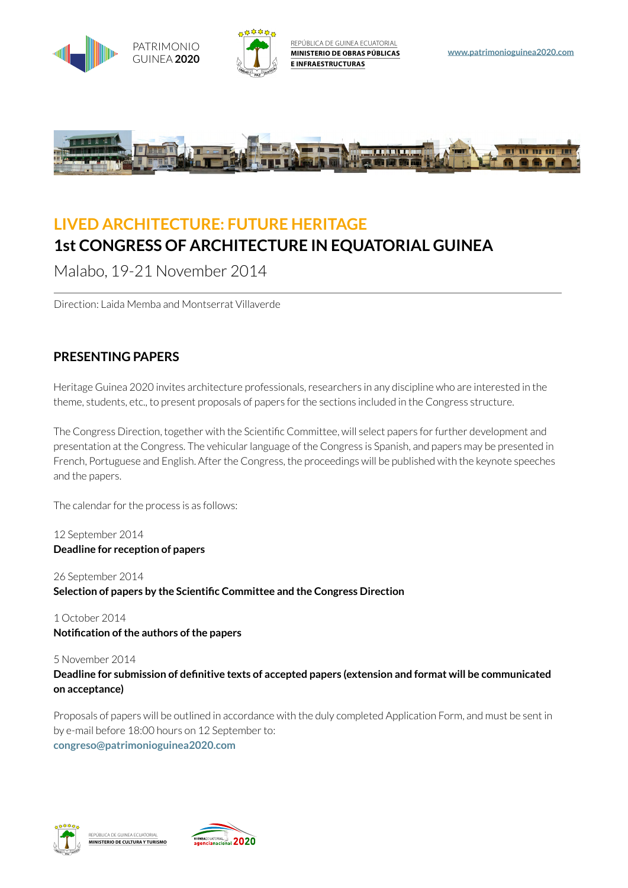PATRIMONIO GUINEA **2020**

REPÚBLICA DE GUINEA ECUATORIAL
**MINISTERIO DE OBRAS PÚBLICAS E INFRAESTRUCTURAS**

www.patrimonioguinea2020.com

# LIVED ARCHITECTURE: FUTURE HERITAGE

# 1st CONGRESS OF ARCHITECTURE IN EQUATORIAL GUINEA

Malabo, 19-21 November 2014

---

Direction: Laida Memba and Montserrat Villaverde

## PRESENTING PAPERS

Heritage Guinea 2020 invites architecture professionals, researchers in any discipline who are interested in the theme, students, etc., to present proposals of papers for the sections included in the Congress structure.

The Congress Direction, together with the Scientific Committee, will select papers for further development and presentation at the Congress. The vehicular language of the Congress is Spanish, and papers may be presented in French, Portuguese and English. After the Congress, the proceedings will be published with the keynote speeches and the papers.

The calendar for the process is as follows:

12 September 2014
**Deadline for reception of papers**

26 September 2014
**Selection of papers by the Scientific Committee and the Congress Direction**

1 October 2014
**Notification of the authors of the papers**

5 November 2014
**Deadline for submission of definitive texts of accepted papers (extension and format will be communicated on acceptance)**

Proposals of papers will be outlined in accordance with the duly completed Application Form, and must be sent in by e-mail before 18:00 hours on 12 September to:
**congreso@patrimonioguinea2020.com**

REPÚBLICA DE GUINEA ECUATORIAL
**MINISTERIO DE CULTURA Y TURISMO**

GUINEA ECUATORIAL agencianacional 2020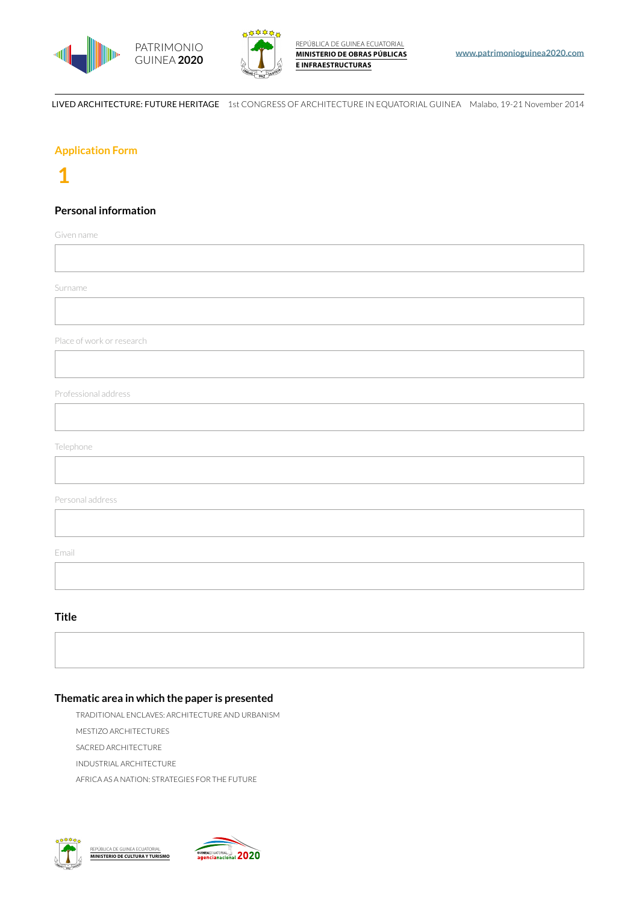## Application Form

**1**

### Personal information

Given name

Surname

Place of work or research

Professional address

Telephone

Personal address

Email

### Title

### Thematic area in which the paper is presented

- TRADITIONAL ENCLAVES: ARCHITECTURE AND URBANISM
- MESTIZO ARCHITECTURES
- SACRED ARCHITECTURE
- INDUSTRIAL ARCHITECTURE
- AFRICA AS A NATION: STRATEGIES FOR THE FUTURE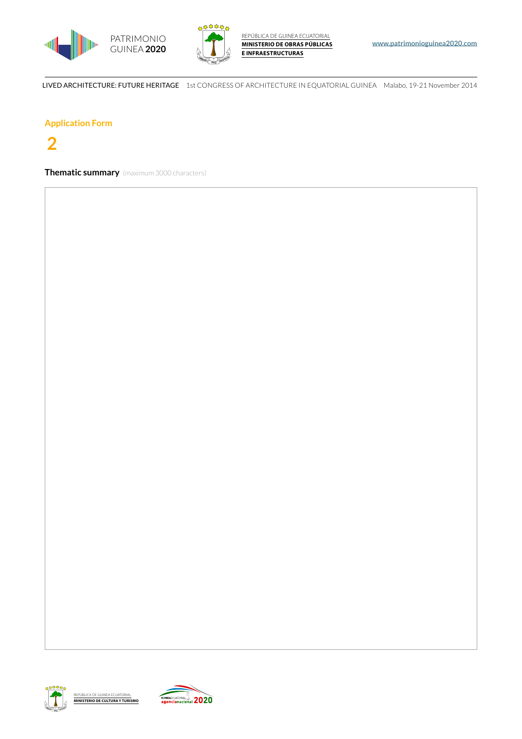## Application Form

## 2

**Thematic summary** (maximum 3000 characters)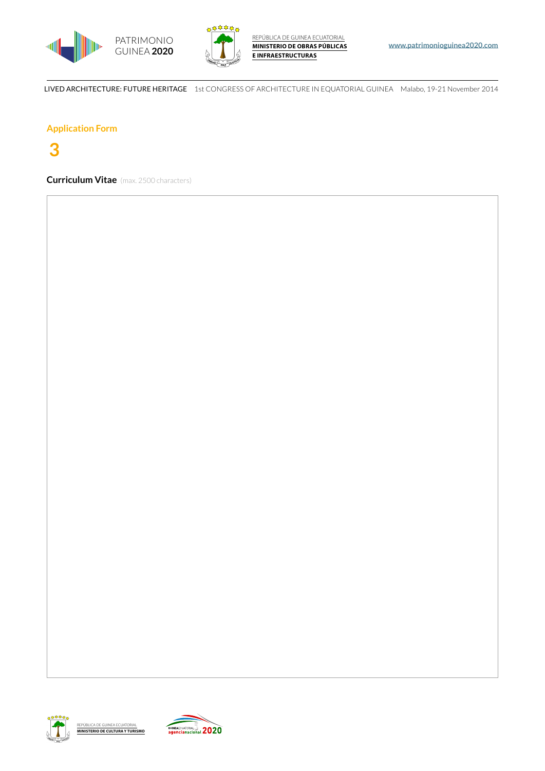## Application Form

# 3

**Curriculum Vitae** (max. 2500 characters)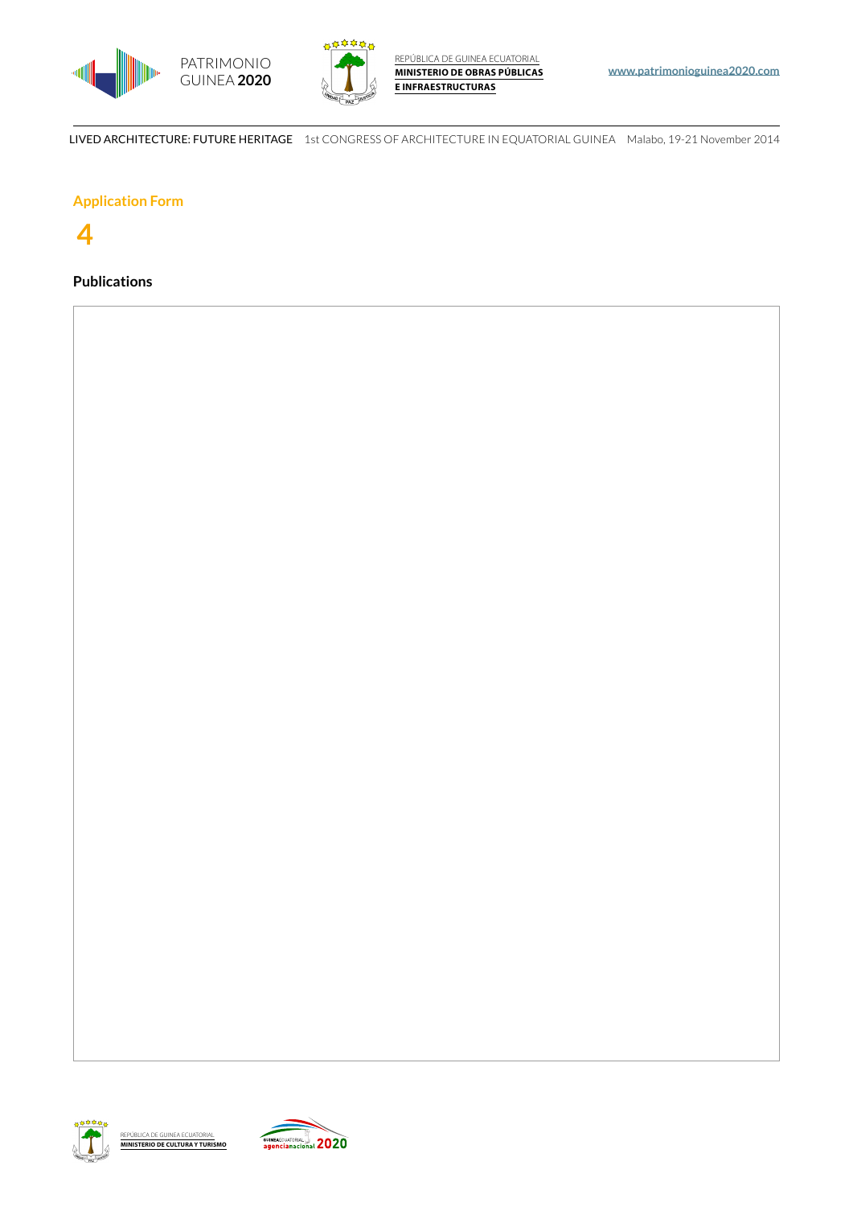## Application Form

# 4

### Publications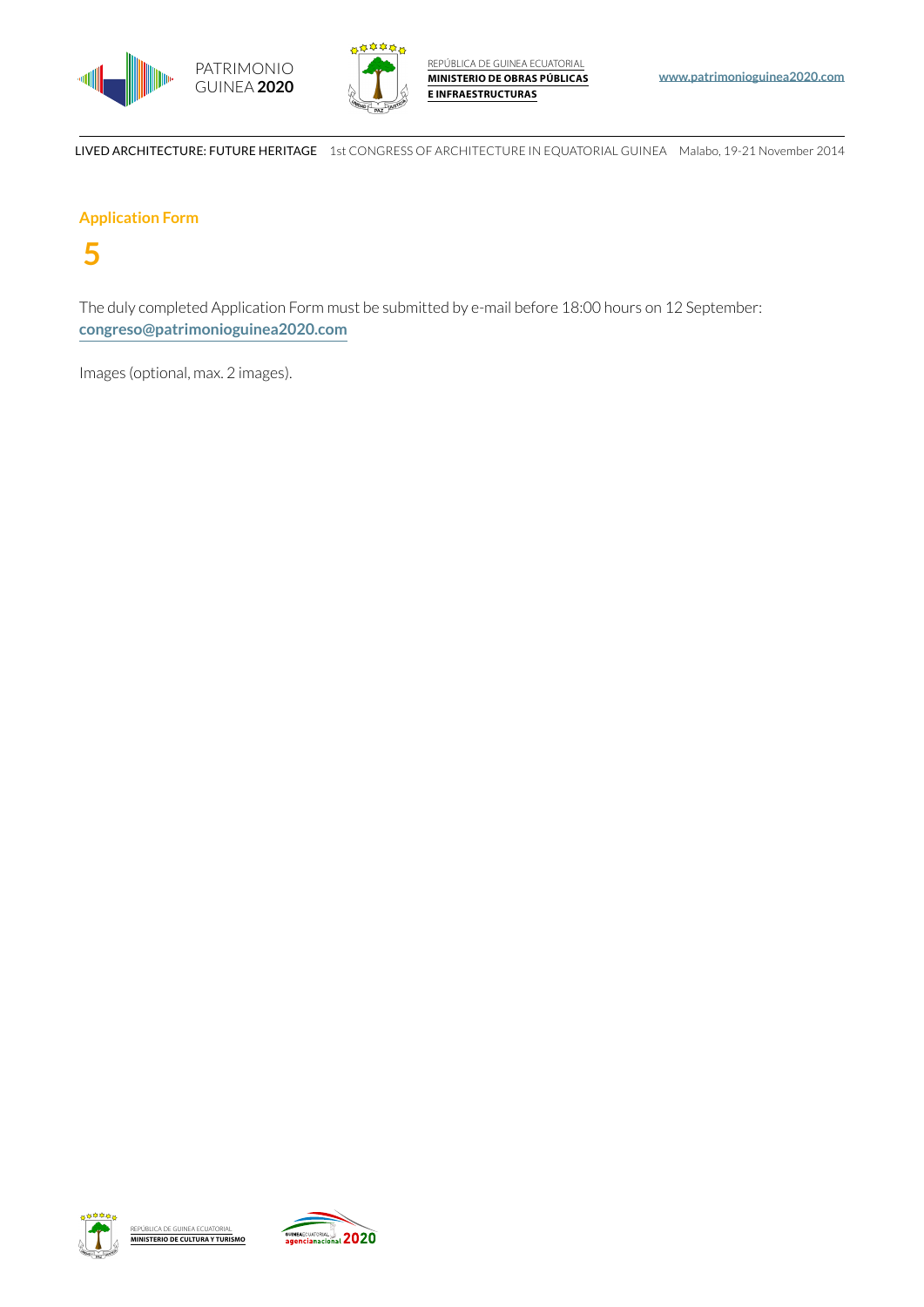## Application Form

# 5

The duly completed Application Form must be submitted by e-mail before 18:00 hours on 12 September: **congreso@patrimonioguinea2020.com**

Images (optional, max. 2 images).